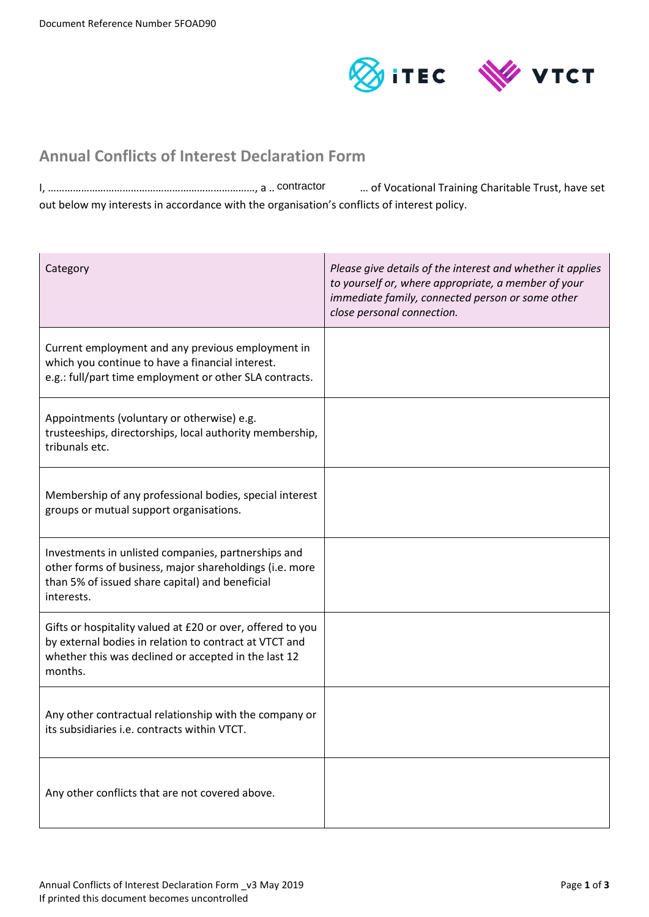Document Reference Number 5FOAD90

## Annual Conflicts of Interest Declaration Form

I, ………………………………………………………………, a .. contractor … of Vocational Training Charitable Trust, have set out below my interests in accordance with the organisation's conflicts of interest policy.

| Category | *Please give details of the interest and whether it applies to yourself or, where appropriate, a member of your immediate family, connected person or some other close personal connection.* |
|---|---|
| Current employment and any previous employment in which you continue to have a financial interest. e.g.: full/part time employment or other SLA contracts. | |
| Appointments (voluntary or otherwise) e.g. trusteeships, directorships, local authority membership, tribunals etc. | |
| Membership of any professional bodies, special interest groups or mutual support organisations. | |
| Investments in unlisted companies, partnerships and other forms of business, major shareholdings (i.e. more than 5% of issued share capital) and beneficial interests. | |
| Gifts or hospitality valued at £20 or over, offered to you by external bodies in relation to contract at VTCT and whether this was declined or accepted in the last 12 months. | |
| Any other contractual relationship with the company or its subsidiaries i.e. contracts within VTCT. | |
| Any other conflicts that are not covered above. | |

Annual Conflicts of Interest Declaration Form _v3 May 2019
If printed this document becomes uncontrolled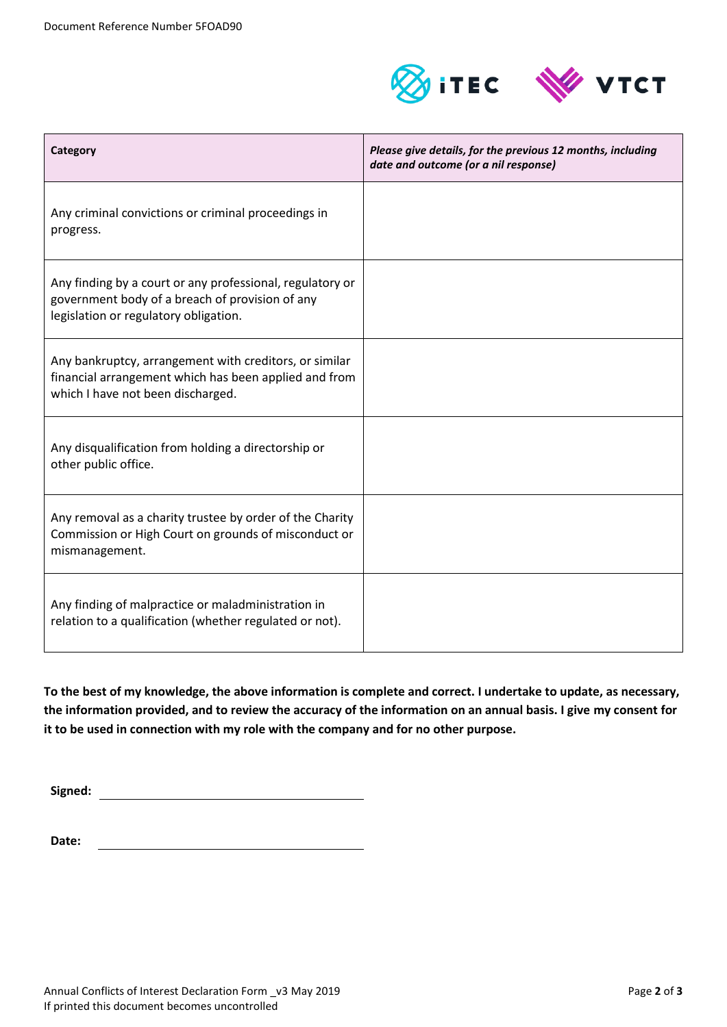| **Category** | ***Please give details, for the previous 12 months, including date and outcome (or a nil response)*** |
|---|---|
| Any criminal convictions or criminal proceedings in progress. | |
| Any finding by a court or any professional, regulatory or government body of a breach of provision of any legislation or regulatory obligation. | |
| Any bankruptcy, arrangement with creditors, or similar financial arrangement which has been applied and from which I have not been discharged. | |
| Any disqualification from holding a directorship or other public office. | |
| Any removal as a charity trustee by order of the Charity Commission or High Court on grounds of misconduct or mismanagement. | |
| Any finding of malpractice or maladministration in relation to a qualification (whether regulated or not). | |

**To the best of my knowledge, the above information is complete and correct. I undertake to update, as necessary, the information provided, and to review the accuracy of the information on an annual basis. I give my consent for it to be used in connection with my role with the company and for no other purpose.**

**Signed:** ______________________________

**Date:** ______________________________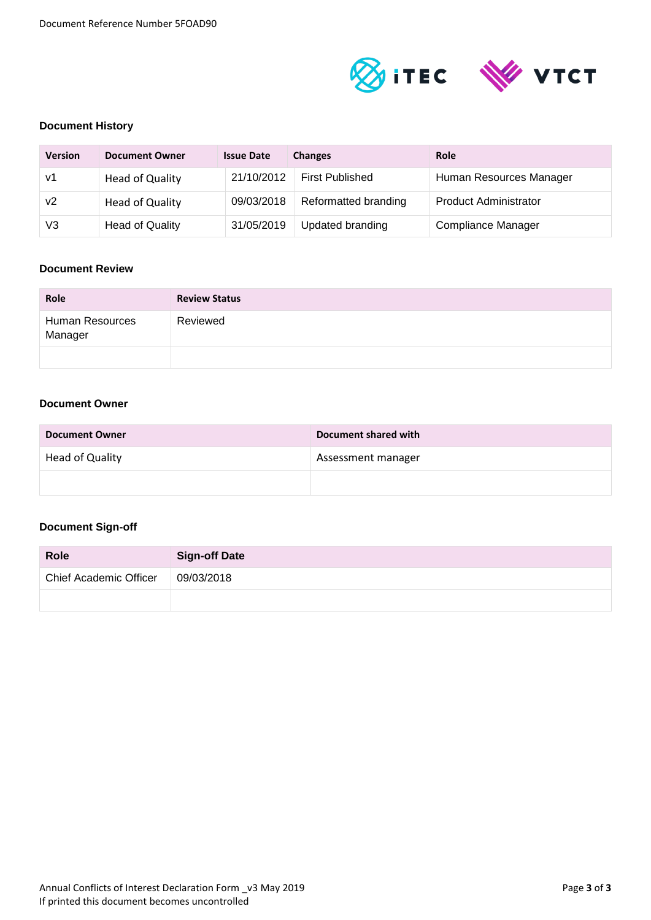Document Reference Number 5FOAD90

### Document History

| Version | Document Owner | Issue Date | Changes | Role |
|---|---|---|---|---|
| v1 | Head of Quality | 21/10/2012 | First Published | Human Resources Manager |
| v2 | Head of Quality | 09/03/2018 | Reformatted branding | Product Administrator |
| V3 | Head of Quality | 31/05/2019 | Updated branding | Compliance Manager |

### Document Review

| Role | Review Status |
|---|---|
| Human Resources Manager | Reviewed |
| | |

### Document Owner

| Document Owner | Document shared with |
|---|---|
| Head of Quality | Assessment manager |
| | |

### Document Sign-off

| Role | Sign-off Date |
|---|---|
| Chief Academic Officer | 09/03/2018 |
| | |

Annual Conflicts of Interest Declaration Form _v3 May 2019
If printed this document becomes uncontrolled